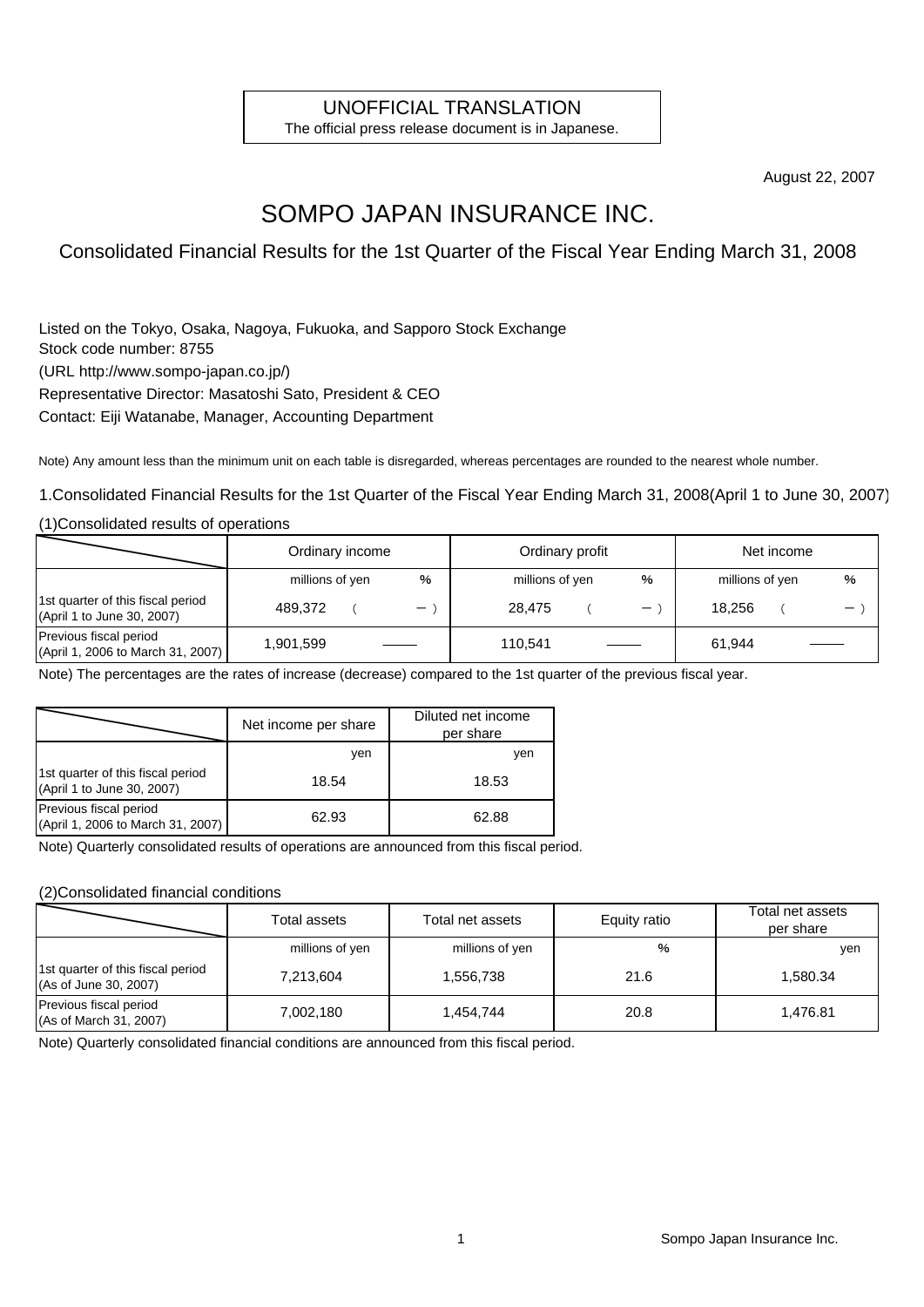UNOFFICIAL TRANSLATION
The official press release document is in Japanese.

August 22, 2007

# SOMPO JAPAN INSURANCE INC.

## Consolidated Financial Results for the 1st Quarter of the Fiscal Year Ending March 31, 2008

Listed on the Tokyo, Osaka, Nagoya, Fukuoka, and Sapporo Stock Exchange
Stock code number: 8755
(URL http://www.sompo-japan.co.jp/)
Representative Director: Masatoshi Sato, President & CEO
Contact: Eiji Watanabe, Manager, Accounting Department

Note) Any amount less than the minimum unit on each table is disregarded, whereas percentages are rounded to the nearest whole number.

1.Consolidated Financial Results for the 1st Quarter of the Fiscal Year Ending March 31, 2008(April 1 to June 30, 2007)

(1)Consolidated results of operations

| | Ordinary income | | Ordinary profit | | Net income | |
|---|---|---|---|---|---|---|
| | millions of yen | % | millions of yen | % | millions of yen | % |
| 1st quarter of this fiscal period (April 1 to June 30, 2007) | 489,372 | ( － ) | 28,475 | ( － ) | 18,256 | ( － ) |
| Previous fiscal period (April 1, 2006 to March 31, 2007) | 1,901,599 | —— | 110,541 | —— | 61,944 | —— |

Note) The percentages are the rates of increase (decrease) compared to the 1st quarter of the previous fiscal year.

| | Net income per share | Diluted net income per share |
|---|---|---|
| | yen | yen |
| 1st quarter of this fiscal period (April 1 to June 30, 2007) | 18.54 | 18.53 |
| Previous fiscal period (April 1, 2006 to March 31, 2007) | 62.93 | 62.88 |

Note) Quarterly consolidated results of operations are announced from this fiscal period.

(2)Consolidated financial conditions

| | Total assets | Total net assets | Equity ratio | Total net assets per share |
|---|---|---|---|---|
| | millions of yen | millions of yen | % | yen |
| 1st quarter of this fiscal period (As of June 30, 2007) | 7,213,604 | 1,556,738 | 21.6 | 1,580.34 |
| Previous fiscal period (As of March 31, 2007) | 7,002,180 | 1,454,744 | 20.8 | 1,476.81 |

Note) Quarterly consolidated financial conditions are announced from this fiscal period.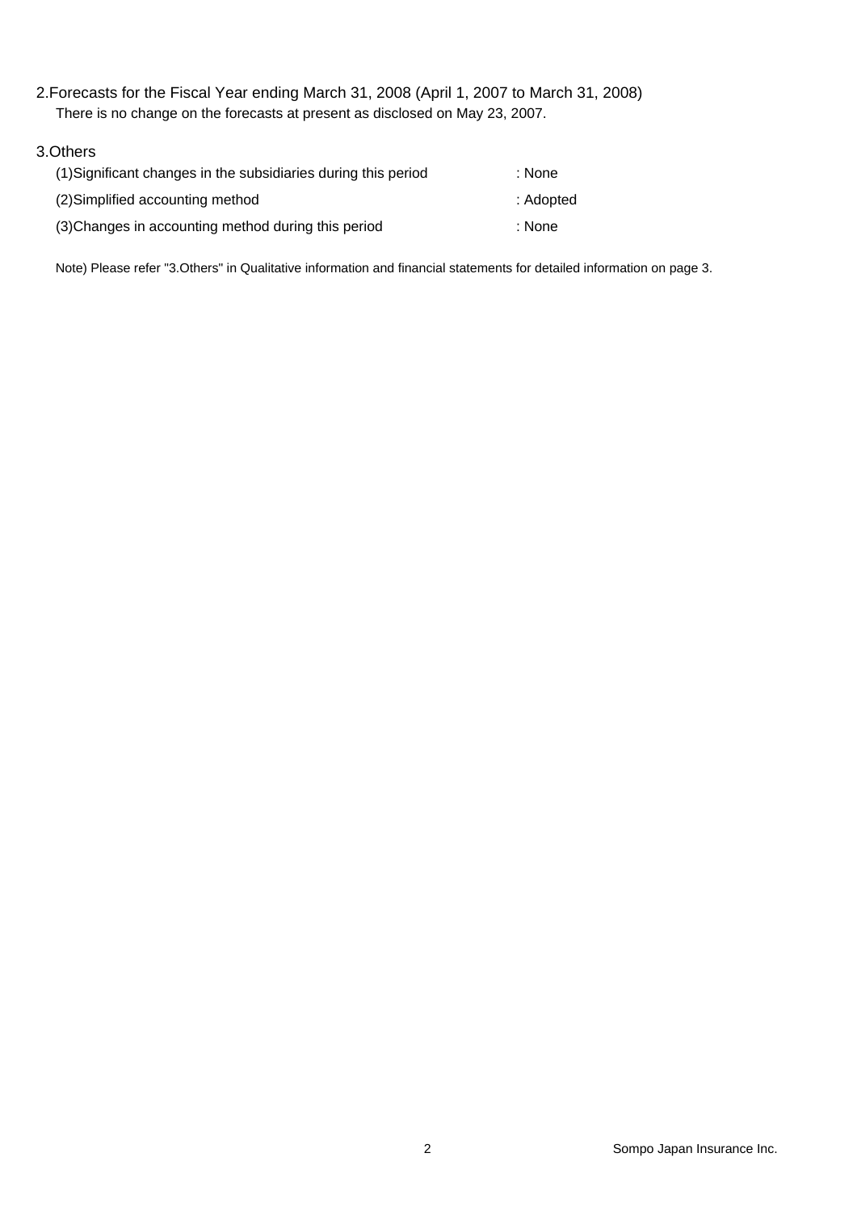## 2.Forecasts for the Fiscal Year ending March 31, 2008 (April 1, 2007 to March 31, 2008)

There is no change on the forecasts at present as disclosed on May 23, 2007.

## 3.Others

| | |
|---|---|
| (1)Significant changes in the subsidiaries during this period | : None |
| (2)Simplified accounting method | : Adopted |
| (3)Changes in accounting method during this period | : None |

Note) Please refer "3.Others" in Qualitative information and financial statements for detailed information on page 3.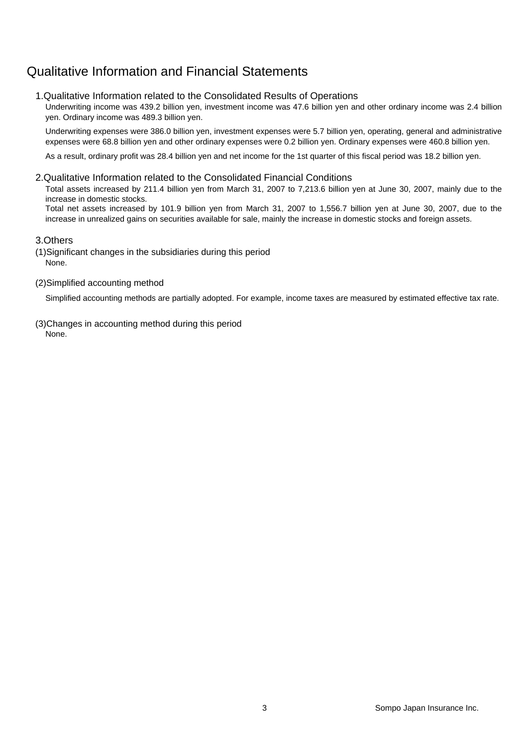# Qualitative Information and Financial Statements

## 1.Qualitative Information related to the Consolidated Results of Operations

Underwriting income was 439.2 billion yen, investment income was 47.6 billion yen and other ordinary income was 2.4 billion yen. Ordinary income was 489.3 billion yen.

Underwriting expenses were 386.0 billion yen, investment expenses were 5.7 billion yen, operating, general and administrative expenses were 68.8 billion yen and other ordinary expenses were 0.2 billion yen. Ordinary expenses were 460.8 billion yen.

As a result, ordinary profit was 28.4 billion yen and net income for the 1st quarter of this fiscal period was 18.2 billion yen.

## 2.Qualitative Information related to the Consolidated Financial Conditions

Total assets increased by 211.4 billion yen from March 31, 2007 to 7,213.6 billion yen at June 30, 2007, mainly due to the increase in domestic stocks.

Total net assets increased by 101.9 billion yen from March 31, 2007 to 1,556.7 billion yen at June 30, 2007, due to the increase in unrealized gains on securities available for sale, mainly the increase in domestic stocks and foreign assets.

## 3.Others

### (1)Significant changes in the subsidiaries during this period

None.

### (2)Simplified accounting method

Simplified accounting methods are partially adopted. For example, income taxes are measured by estimated effective tax rate.

### (3)Changes in accounting method during this period

None.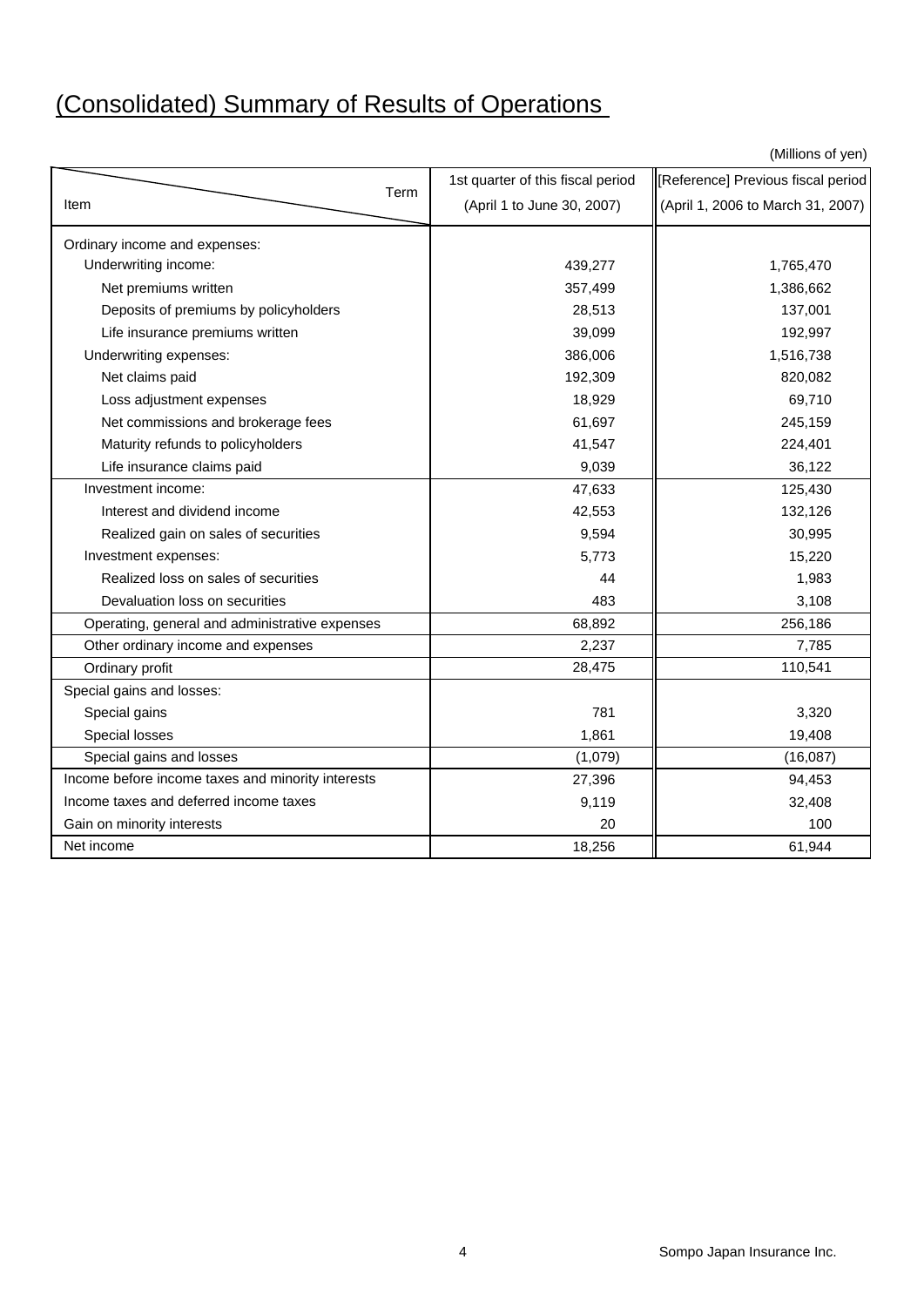# (Consolidated) Summary of Results of Operations

(Millions of yen)

| Item \ Term | 1st quarter of this fiscal period (April 1 to June 30, 2007) | [Reference] Previous fiscal period (April 1, 2006 to March 31, 2007) |
|---|---|---|
| Ordinary income and expenses: | | |
| Underwriting income: | 439,277 | 1,765,470 |
| Net premiums written | 357,499 | 1,386,662 |
| Deposits of premiums by policyholders | 28,513 | 137,001 |
| Life insurance premiums written | 39,099 | 192,997 |
| Underwriting expenses: | 386,006 | 1,516,738 |
| Net claims paid | 192,309 | 820,082 |
| Loss adjustment expenses | 18,929 | 69,710 |
| Net commissions and brokerage fees | 61,697 | 245,159 |
| Maturity refunds to policyholders | 41,547 | 224,401 |
| Life insurance claims paid | 9,039 | 36,122 |
| Investment income: | 47,633 | 125,430 |
| Interest and dividend income | 42,553 | 132,126 |
| Realized gain on sales of securities | 9,594 | 30,995 |
| Investment expenses: | 5,773 | 15,220 |
| Realized loss on sales of securities | 44 | 1,983 |
| Devaluation loss on securities | 483 | 3,108 |
| Operating, general and administrative expenses | 68,892 | 256,186 |
| Other ordinary income and expenses | 2,237 | 7,785 |
| Ordinary profit | 28,475 | 110,541 |
| Special gains and losses: | | |
| Special gains | 781 | 3,320 |
| Special losses | 1,861 | 19,408 |
| Special gains and losses | (1,079) | (16,087) |
| Income before income taxes and minority interests | 27,396 | 94,453 |
| Income taxes and deferred income taxes | 9,119 | 32,408 |
| Gain on minority interests | 20 | 100 |
| Net income | 18,256 | 61,944 |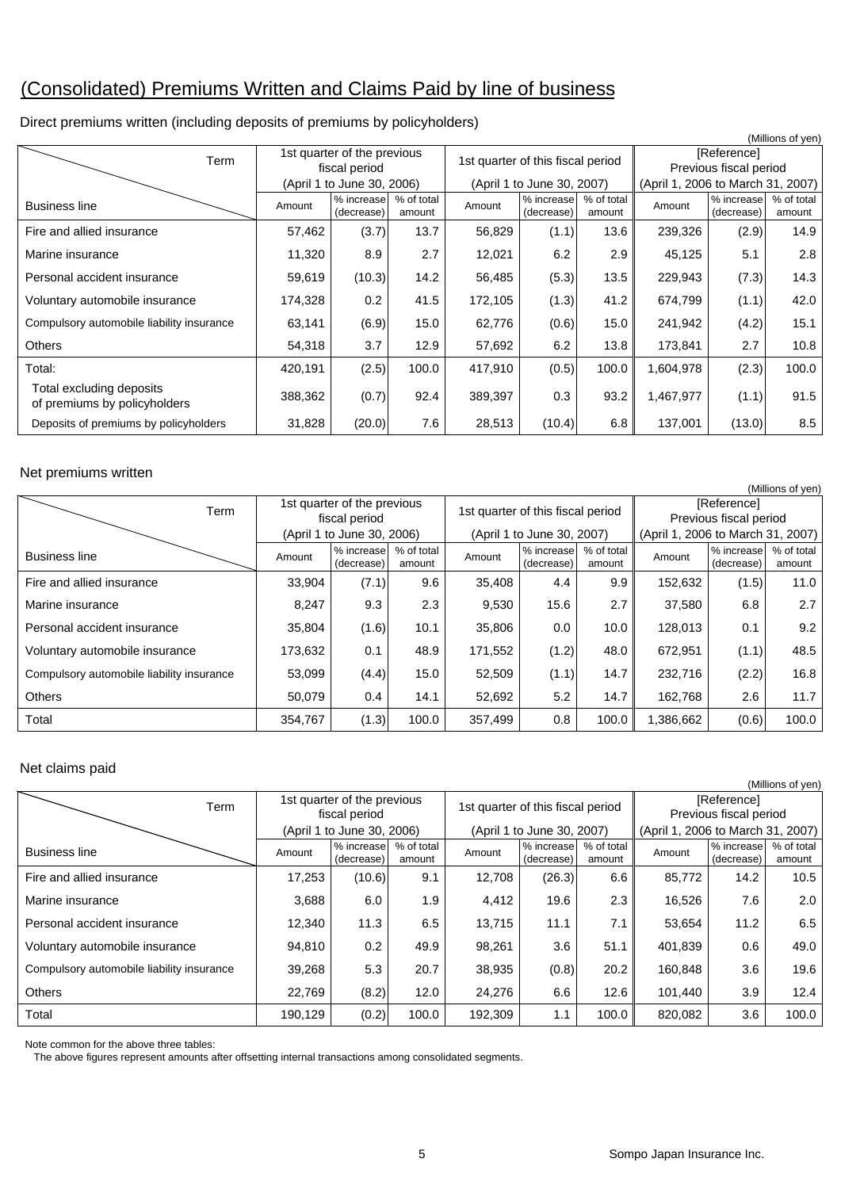# (Consolidated) Premiums Written and Claims Paid by line of business

Direct premiums written (including deposits of premiums by policyholders)

(Millions of yen)

| Term | 1st quarter of the previous fiscal period (April 1 to June 30, 2006) | | | 1st quarter of this fiscal period (April 1 to June 30, 2007) | | | [Reference] Previous fiscal period (April 1, 2006 to March 31, 2007) | | |
|---|---|---|---|---|---|---|---|---|---|
| Business line | Amount | % increase (decrease) | % of total amount | Amount | % increase (decrease) | % of total amount | Amount | % increase (decrease) | % of total amount |
| Fire and allied insurance | 57,462 | (3.7) | 13.7 | 56,829 | (1.1) | 13.6 | 239,326 | (2.9) | 14.9 |
| Marine insurance | 11,320 | 8.9 | 2.7 | 12,021 | 6.2 | 2.9 | 45,125 | 5.1 | 2.8 |
| Personal accident insurance | 59,619 | (10.3) | 14.2 | 56,485 | (5.3) | 13.5 | 229,943 | (7.3) | 14.3 |
| Voluntary automobile insurance | 174,328 | 0.2 | 41.5 | 172,105 | (1.3) | 41.2 | 674,799 | (1.1) | 42.0 |
| Compulsory automobile liability insurance | 63,141 | (6.9) | 15.0 | 62,776 | (0.6) | 15.0 | 241,942 | (4.2) | 15.1 |
| Others | 54,318 | 3.7 | 12.9 | 57,692 | 6.2 | 13.8 | 173,841 | 2.7 | 10.8 |
| Total: | 420,191 | (2.5) | 100.0 | 417,910 | (0.5) | 100.0 | 1,604,978 | (2.3) | 100.0 |
| Total excluding deposits of premiums by policyholders | 388,362 | (0.7) | 92.4 | 389,397 | 0.3 | 93.2 | 1,467,977 | (1.1) | 91.5 |
| Deposits of premiums by policyholders | 31,828 | (20.0) | 7.6 | 28,513 | (10.4) | 6.8 | 137,001 | (13.0) | 8.5 |

Net premiums written

(Millions of yen)

| Term | 1st quarter of the previous fiscal period (April 1 to June 30, 2006) | | | 1st quarter of this fiscal period (April 1 to June 30, 2007) | | | [Reference] Previous fiscal period (April 1, 2006 to March 31, 2007) | | |
|---|---|---|---|---|---|---|---|---|---|
| Business line | Amount | % increase (decrease) | % of total amount | Amount | % increase (decrease) | % of total amount | Amount | % increase (decrease) | % of total amount |
| Fire and allied insurance | 33,904 | (7.1) | 9.6 | 35,408 | 4.4 | 9.9 | 152,632 | (1.5) | 11.0 |
| Marine insurance | 8,247 | 9.3 | 2.3 | 9,530 | 15.6 | 2.7 | 37,580 | 6.8 | 2.7 |
| Personal accident insurance | 35,804 | (1.6) | 10.1 | 35,806 | 0.0 | 10.0 | 128,013 | 0.1 | 9.2 |
| Voluntary automobile insurance | 173,632 | 0.1 | 48.9 | 171,552 | (1.2) | 48.0 | 672,951 | (1.1) | 48.5 |
| Compulsory automobile liability insurance | 53,099 | (4.4) | 15.0 | 52,509 | (1.1) | 14.7 | 232,716 | (2.2) | 16.8 |
| Others | 50,079 | 0.4 | 14.1 | 52,692 | 5.2 | 14.7 | 162,768 | 2.6 | 11.7 |
| Total | 354,767 | (1.3) | 100.0 | 357,499 | 0.8 | 100.0 | 1,386,662 | (0.6) | 100.0 |

Net claims paid

(Millions of yen)

| Term | 1st quarter of the previous fiscal period (April 1 to June 30, 2006) | | | 1st quarter of this fiscal period (April 1 to June 30, 2007) | | | [Reference] Previous fiscal period (April 1, 2006 to March 31, 2007) | | |
|---|---|---|---|---|---|---|---|---|---|
| Business line | Amount | % increase (decrease) | % of total amount | Amount | % increase (decrease) | % of total amount | Amount | % increase (decrease) | % of total amount |
| Fire and allied insurance | 17,253 | (10.6) | 9.1 | 12,708 | (26.3) | 6.6 | 85,772 | 14.2 | 10.5 |
| Marine insurance | 3,688 | 6.0 | 1.9 | 4,412 | 19.6 | 2.3 | 16,526 | 7.6 | 2.0 |
| Personal accident insurance | 12,340 | 11.3 | 6.5 | 13,715 | 11.1 | 7.1 | 53,654 | 11.2 | 6.5 |
| Voluntary automobile insurance | 94,810 | 0.2 | 49.9 | 98,261 | 3.6 | 51.1 | 401,839 | 0.6 | 49.0 |
| Compulsory automobile liability insurance | 39,268 | 5.3 | 20.7 | 38,935 | (0.8) | 20.2 | 160,848 | 3.6 | 19.6 |
| Others | 22,769 | (8.2) | 12.0 | 24,276 | 6.6 | 12.6 | 101,440 | 3.9 | 12.4 |
| Total | 190,129 | (0.2) | 100.0 | 192,309 | 1.1 | 100.0 | 820,082 | 3.6 | 100.0 |

Note common for the above three tables:
The above figures represent amounts after offsetting internal transactions among consolidated segments.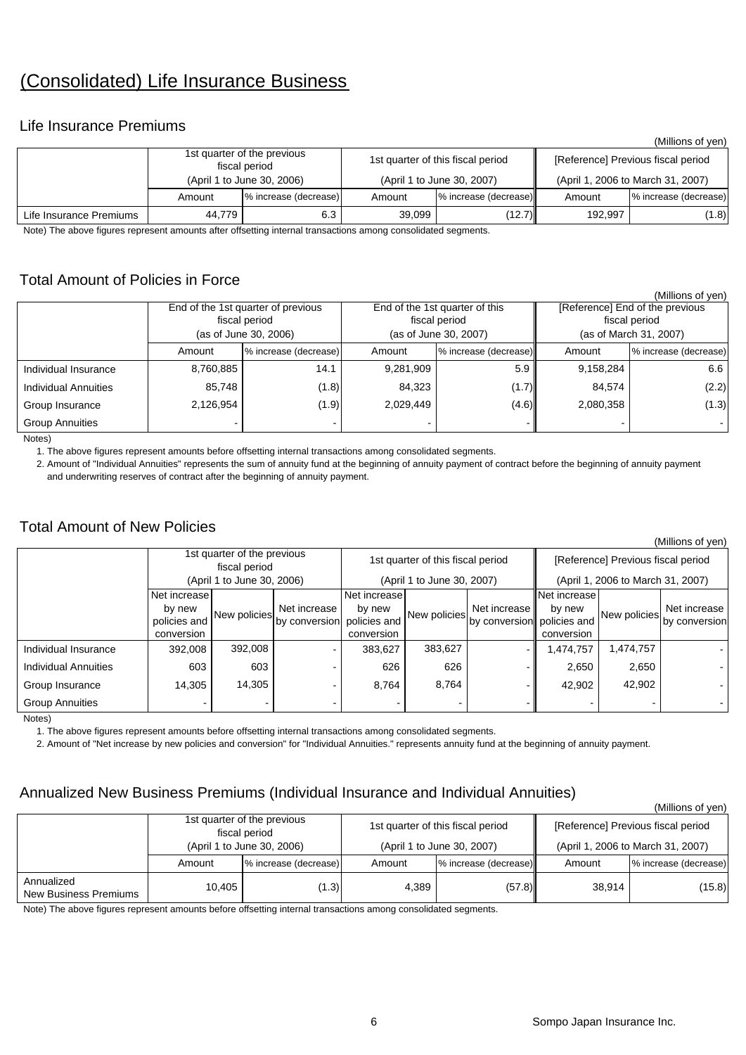# (Consolidated) Life Insurance Business

## Life Insurance Premiums

(Millions of yen)

| | 1st quarter of the previous fiscal period (April 1 to June 30, 2006) | | 1st quarter of this fiscal period (April 1 to June 30, 2007) | | [Reference] Previous fiscal period (April 1, 2006 to March 31, 2007) | |
|---|---|---|---|---|---|---|
| | Amount | % increase (decrease) | Amount | % increase (decrease) | Amount | % increase (decrease) |
| Life Insurance Premiums | 44,779 | 6.3 | 39,099 | (12.7) | 192,997 | (1.8) |

Note) The above figures represent amounts after offsetting internal transactions among consolidated segments.

## Total Amount of Policies in Force

(Millions of yen)

| | End of the 1st quarter of previous fiscal period (as of June 30, 2006) | | End of the 1st quarter of this fiscal period (as of June 30, 2007) | | [Reference] End of the previous fiscal period (as of March 31, 2007) | |
|---|---|---|---|---|---|---|
| | Amount | % increase (decrease) | Amount | % increase (decrease) | Amount | % increase (decrease) |
| Individual Insurance | 8,760,885 | 14.1 | 9,281,909 | 5.9 | 9,158,284 | 6.6 |
| Individual Annuities | 85,748 | (1.8) | 84,323 | (1.7) | 84,574 | (2.2) |
| Group Insurance | 2,126,954 | (1.9) | 2,029,449 | (4.6) | 2,080,358 | (1.3) |
| Group Annuities | - | - | - | - | - | - |

Notes)

1. The above figures represent amounts before offsetting internal transactions among consolidated segments.
2. Amount of "Individual Annuities" represents the sum of annuity fund at the beginning of annuity payment of contract before the beginning of annuity payment and underwriting reserves of contract after the beginning of annuity payment.

## Total Amount of New Policies

(Millions of yen)

| | 1st quarter of the previous fiscal period (April 1 to June 30, 2006) | | | 1st quarter of this fiscal period (April 1 to June 30, 2007) | | | [Reference] Previous fiscal period (April 1, 2006 to March 31, 2007) | | |
|---|---|---|---|---|---|---|---|---|---|
| | Net increase by new policies and conversion | New policies | Net increase by conversion | Net increase by new policies and conversion | New policies | Net increase by conversion | Net increase by new policies and conversion | New policies | Net increase by conversion |
| Individual Insurance | 392,008 | 392,008 | - | 383,627 | 383,627 | - | 1,474,757 | 1,474,757 | - |
| Individual Annuities | 603 | 603 | - | 626 | 626 | - | 2,650 | 2,650 | - |
| Group Insurance | 14,305 | 14,305 | - | 8,764 | 8,764 | - | 42,902 | 42,902 | - |
| Group Annuities | - | - | - | - | - | - | - | - | - |

Notes)

1. The above figures represent amounts before offsetting internal transactions among consolidated segments.
2. Amount of "Net increase by new policies and conversion" for "Individual Annuities." represents annuity fund at the beginning of annuity payment.

## Annualized New Business Premiums (Individual Insurance and Individual Annuities)

(Millions of yen)

| | 1st quarter of the previous fiscal period (April 1 to June 30, 2006) | | 1st quarter of this fiscal period (April 1 to June 30, 2007) | | [Reference] Previous fiscal period (April 1, 2006 to March 31, 2007) | |
|---|---|---|---|---|---|---|
| | Amount | % increase (decrease) | Amount | % increase (decrease) | Amount | % increase (decrease) |
| Annualized New Business Premiums | 10,405 | (1.3) | 4,389 | (57.8) | 38,914 | (15.8) |

Note) The above figures represent amounts before offsetting internal transactions among consolidated segments.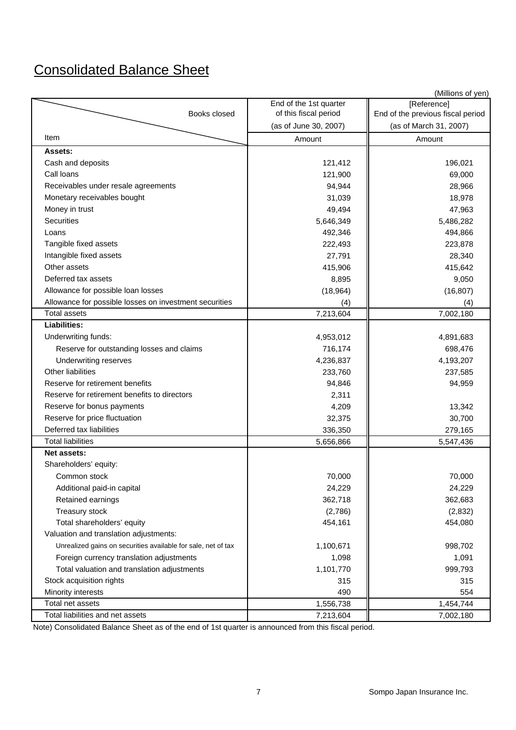# Consolidated Balance Sheet

(Millions of yen)

| Item / Books closed | End of the 1st quarter of this fiscal period (as of June 30, 2007) | [Reference] End of the previous fiscal period (as of March 31, 2007) |
|---|---|---|
| | Amount | Amount |
| **Assets:** | | |
| Cash and deposits | 121,412 | 196,021 |
| Call loans | 121,900 | 69,000 |
| Receivables under resale agreements | 94,944 | 28,966 |
| Monetary receivables bought | 31,039 | 18,978 |
| Money in trust | 49,494 | 47,963 |
| Securities | 5,646,349 | 5,486,282 |
| Loans | 492,346 | 494,866 |
| Tangible fixed assets | 222,493 | 223,878 |
| Intangible fixed assets | 27,791 | 28,340 |
| Other assets | 415,906 | 415,642 |
| Deferred tax assets | 8,895 | 9,050 |
| Allowance for possible loan losses | (18,964) | (16,807) |
| Allowance for possible losses on investment securities | (4) | (4) |
| Total assets | 7,213,604 | 7,002,180 |
| **Liabilities:** | | |
| Underwriting funds: | 4,953,012 | 4,891,683 |
| Reserve for outstanding losses and claims | 716,174 | 698,476 |
| Underwriting reserves | 4,236,837 | 4,193,207 |
| Other liabilities | 233,760 | 237,585 |
| Reserve for retirement benefits | 94,846 | 94,959 |
| Reserve for retirement benefits to directors | 2,311 | |
| Reserve for bonus payments | 4,209 | 13,342 |
| Reserve for price fluctuation | 32,375 | 30,700 |
| Deferred tax liabilities | 336,350 | 279,165 |
| Total liabilities | 5,656,866 | 5,547,436 |
| **Net assets:** | | |
| Shareholders' equity: | | |
| Common stock | 70,000 | 70,000 |
| Additional paid-in capital | 24,229 | 24,229 |
| Retained earnings | 362,718 | 362,683 |
| Treasury stock | (2,786) | (2,832) |
| Total shareholders' equity | 454,161 | 454,080 |
| Valuation and translation adjustments: | | |
| Unrealized gains on securities available for sale, net of tax | 1,100,671 | 998,702 |
| Foreign currency translation adjustments | 1,098 | 1,091 |
| Total valuation and translation adjustments | 1,101,770 | 999,793 |
| Stock acquisition rights | 315 | 315 |
| Minority interests | 490 | 554 |
| Total net assets | 1,556,738 | 1,454,744 |
| Total liabilities and net assets | 7,213,604 | 7,002,180 |

Note) Consolidated Balance Sheet as of the end of 1st quarter is announced from this fiscal period.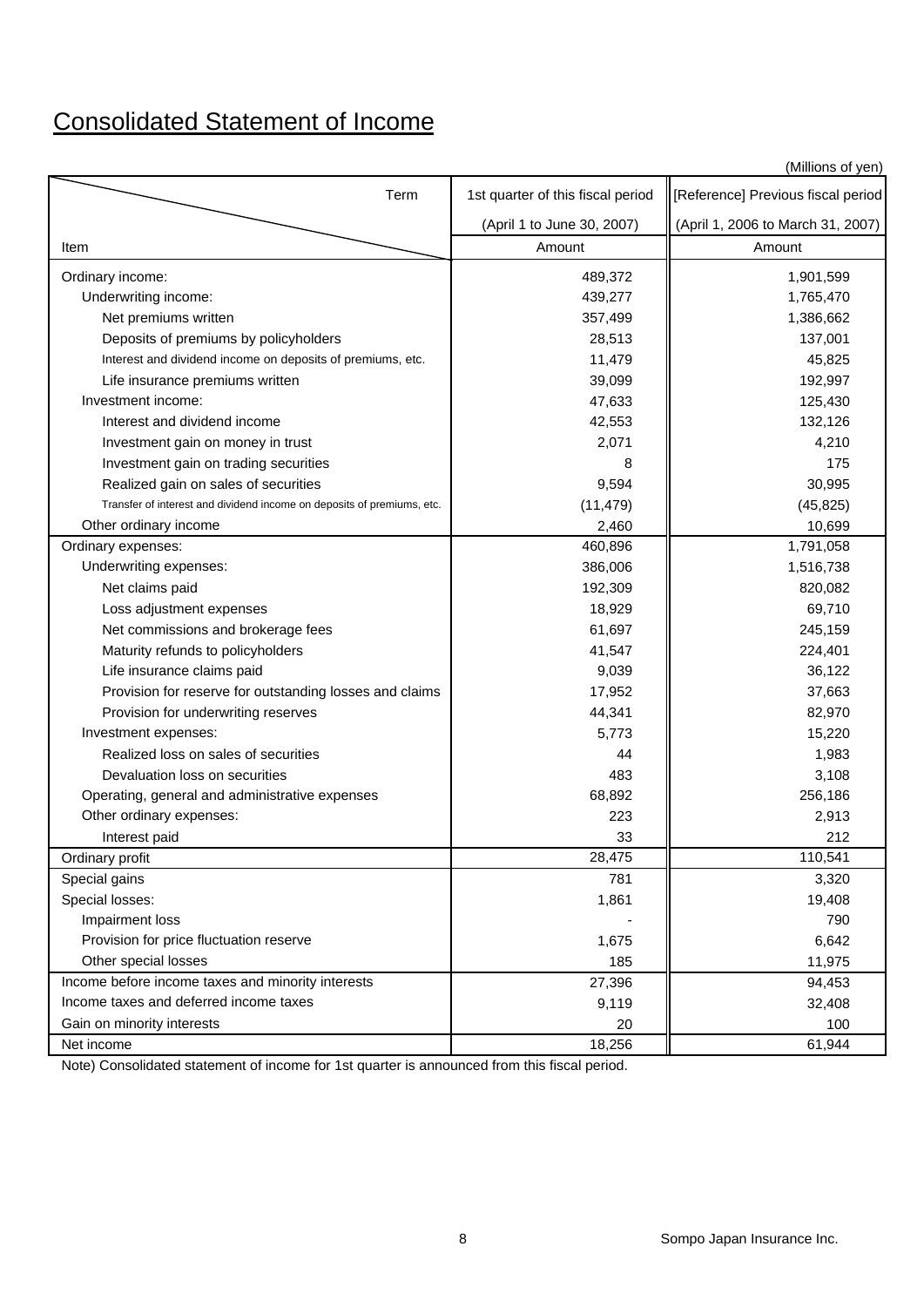# Consolidated Statement of Income

(Millions of yen)

| Item \ Term | 1st quarter of this fiscal period (April 1 to June 30, 2007) | [Reference] Previous fiscal period (April 1, 2006 to March 31, 2007) |
|---|---|---|
| | Amount | Amount |
| Ordinary income: | 489,372 | 1,901,599 |
| Underwriting income: | 439,277 | 1,765,470 |
| Net premiums written | 357,499 | 1,386,662 |
| Deposits of premiums by policyholders | 28,513 | 137,001 |
| Interest and dividend income on deposits of premiums, etc. | 11,479 | 45,825 |
| Life insurance premiums written | 39,099 | 192,997 |
| Investment income: | 47,633 | 125,430 |
| Interest and dividend income | 42,553 | 132,126 |
| Investment gain on money in trust | 2,071 | 4,210 |
| Investment gain on trading securities | 8 | 175 |
| Realized gain on sales of securities | 9,594 | 30,995 |
| Transfer of interest and dividend income on deposits of premiums, etc. | (11,479) | (45,825) |
| Other ordinary income | 2,460 | 10,699 |
| Ordinary expenses: | 460,896 | 1,791,058 |
| Underwriting expenses: | 386,006 | 1,516,738 |
| Net claims paid | 192,309 | 820,082 |
| Loss adjustment expenses | 18,929 | 69,710 |
| Net commissions and brokerage fees | 61,697 | 245,159 |
| Maturity refunds to policyholders | 41,547 | 224,401 |
| Life insurance claims paid | 9,039 | 36,122 |
| Provision for reserve for outstanding losses and claims | 17,952 | 37,663 |
| Provision for underwriting reserves | 44,341 | 82,970 |
| Investment expenses: | 5,773 | 15,220 |
| Realized loss on sales of securities | 44 | 1,983 |
| Devaluation loss on securities | 483 | 3,108 |
| Operating, general and administrative expenses | 68,892 | 256,186 |
| Other ordinary expenses: | 223 | 2,913 |
| Interest paid | 33 | 212 |
| Ordinary profit | 28,475 | 110,541 |
| Special gains | 781 | 3,320 |
| Special losses: | 1,861 | 19,408 |
| Impairment loss | - | 790 |
| Provision for price fluctuation reserve | 1,675 | 6,642 |
| Other special losses | 185 | 11,975 |
| Income before income taxes and minority interests | 27,396 | 94,453 |
| Income taxes and deferred income taxes | 9,119 | 32,408 |
| Gain on minority interests | 20 | 100 |
| Net income | 18,256 | 61,944 |

Note) Consolidated statement of income for 1st quarter is announced from this fiscal period.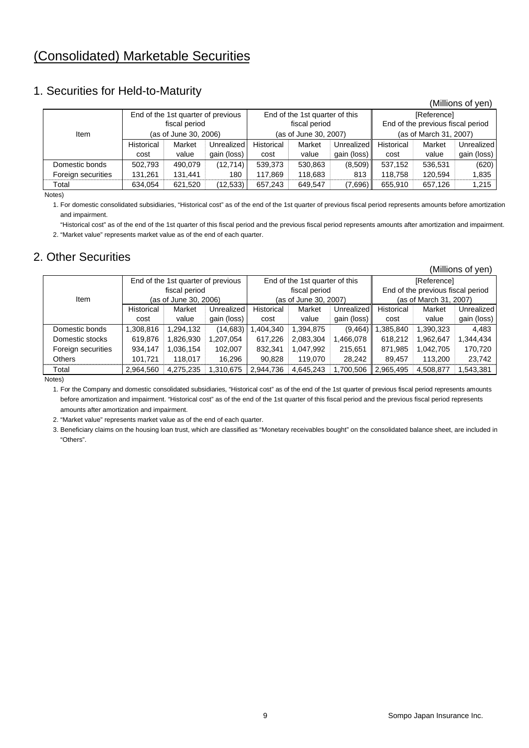# (Consolidated) Marketable Securities

## 1. Securities for Held-to-Maturity

(Millions of yen)

| Item | End of the 1st quarter of previous fiscal period (as of June 30, 2006) | | | End of the 1st quarter of this fiscal period (as of June 30, 2007) | | | [Reference] End of the previous fiscal period (as of March 31, 2007) | | |
|---|---|---|---|---|---|---|---|---|---|
| | Historical cost | Market value | Unrealized gain (loss) | Historical cost | Market value | Unrealized gain (loss) | Historical cost | Market value | Unrealized gain (loss) |
| Domestic bonds | 502,793 | 490,079 | (12,714) | 539,373 | 530,863 | (8,509) | 537,152 | 536,531 | (620) |
| Foreign securities | 131,261 | 131,441 | 180 | 117,869 | 118,683 | 813 | 118,758 | 120,594 | 1,835 |
| Total | 634,054 | 621,520 | (12,533) | 657,243 | 649,547 | (7,696) | 655,910 | 657,126 | 1,215 |

Notes)

1. For domestic consolidated subsidiaries, "Historical cost" as of the end of the 1st quarter of previous fiscal period represents amounts before amortization and impairment.
   "Historical cost" as of the end of the 1st quarter of this fiscal period and the previous fiscal period represents amounts after amortization and impairment.
2. "Market value" represents market value as of the end of each quarter.

## 2. Other Securities

(Millions of yen)

| Item | End of the 1st quarter of previous fiscal period (as of June 30, 2006) | | | End of the 1st quarter of this fiscal period (as of June 30, 2007) | | | [Reference] End of the previous fiscal period (as of March 31, 2007) | | |
|---|---|---|---|---|---|---|---|---|---|
| | Historical cost | Market value | Unrealized gain (loss) | Historical cost | Market value | Unrealized gain (loss) | Historical cost | Market value | Unrealized gain (loss) |
| Domestic bonds | 1,308,816 | 1,294,132 | (14,683) | 1,404,340 | 1,394,875 | (9,464) | 1,385,840 | 1,390,323 | 4,483 |
| Domestic stocks | 619,876 | 1,826,930 | 1,207,054 | 617,226 | 2,083,304 | 1,466,078 | 618,212 | 1,962,647 | 1,344,434 |
| Foreign securities | 934,147 | 1,036,154 | 102,007 | 832,341 | 1,047,992 | 215,651 | 871,985 | 1,042,705 | 170,720 |
| Others | 101,721 | 118,017 | 16,296 | 90,828 | 119,070 | 28,242 | 89,457 | 113,200 | 23,742 |
| Total | 2,964,560 | 4,275,235 | 1,310,675 | 2,944,736 | 4,645,243 | 1,700,506 | 2,965,495 | 4,508,877 | 1,543,381 |

Notes)

1. For the Company and domestic consolidated subsidiaries, "Historical cost" as of the end of the 1st quarter of previous fiscal period represents amounts before amortization and impairment. "Historical cost" as of the end of the 1st quarter of this fiscal period and the previous fiscal period represents amounts after amortization and impairment.
2. "Market value" represents market value as of the end of each quarter.
3. Beneficiary claims on the housing loan trust, which are classified as "Monetary receivables bought" on the consolidated balance sheet, are included in "Others".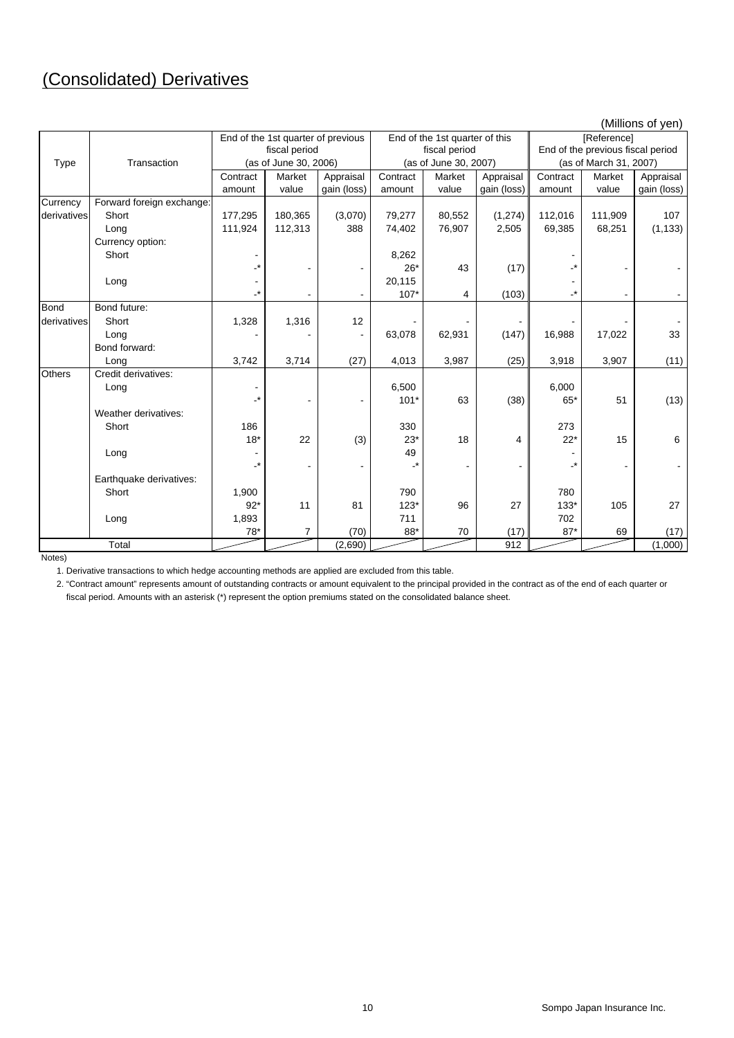# (Consolidated) Derivatives

(Millions of yen)

| Type | Transaction | End of the 1st quarter of previous fiscal period (as of June 30, 2006) | | | End of the 1st quarter of this fiscal period (as of June 30, 2007) | | | [Reference] End of the previous fiscal period (as of March 31, 2007) | | |
|---|---|---|---|---|---|---|---|---|---|---|
| | | Contract amount | Market value | Appraisal gain (loss) | Contract amount | Market value | Appraisal gain (loss) | Contract amount | Market value | Appraisal gain (loss) |
| Currency derivatives | Forward foreign exchange: | | | | | | | | | |
| | Short | 177,295 | 180,365 | (3,070) | 79,277 | 80,552 | (1,274) | 112,016 | 111,909 | 107 |
| | Long | 111,924 | 112,313 | 388 | 74,402 | 76,907 | 2,505 | 69,385 | 68,251 | (1,133) |
| | Currency option: | | | | | | | | | |
| | Short | - | | | 8,262 | | | - | | |
| | | -* | - | - | 26* | 43 | (17) | -* | - | - |
| | Long | - | | | 20,115 | | | - | | |
| | | -* | - | - | 107* | 4 | (103) | -* | - | - |
| Bond derivatives | Bond future: | | | | | | | | | |
| | Short | 1,328 | 1,316 | 12 | - | - | - | - | - | - |
| | Long | - | - | - | 63,078 | 62,931 | (147) | 16,988 | 17,022 | 33 |
| | Bond forward: | | | | | | | | | |
| | Long | 3,742 | 3,714 | (27) | 4,013 | 3,987 | (25) | 3,918 | 3,907 | (11) |
| Others | Credit derivatives: | | | | | | | | | |
| | Long | - | | | 6,500 | | | 6,000 | | |
| | | -* | - | - | 101* | 63 | (38) | 65* | 51 | (13) |
| | Weather derivatives: | | | | | | | | | |
| | Short | 186 | | | 330 | | | 273 | | |
| | | 18* | 22 | (3) | 23* | 18 | 4 | 22* | 15 | 6 |
| | Long | - | | | 49 | | | - | | |
| | | -* | - | - | -* | - | - | -* | - | - |
| | Earthquake derivatives: | | | | | | | | | |
| | Short | 1,900 | | | 790 | | | 780 | | |
| | | 92* | 11 | 81 | 123* | 96 | 27 | 133* | 105 | 27 |
| | Long | 1,893 | | | 711 | | | 702 | | |
| | | 78* | 7 | (70) | 88* | 70 | (17) | 87* | 69 | (17) |
| Total | | | | (2,690) | | | 912 | | | (1,000) |

Notes)

1. Derivative transactions to which hedge accounting methods are applied are excluded from this table.
2. "Contract amount" represents amount of outstanding contracts or amount equivalent to the principal provided in the contract as of the end of each quarter or fiscal period. Amounts with an asterisk (*) represent the option premiums stated on the consolidated balance sheet.

Sompo Japan Insurance Inc.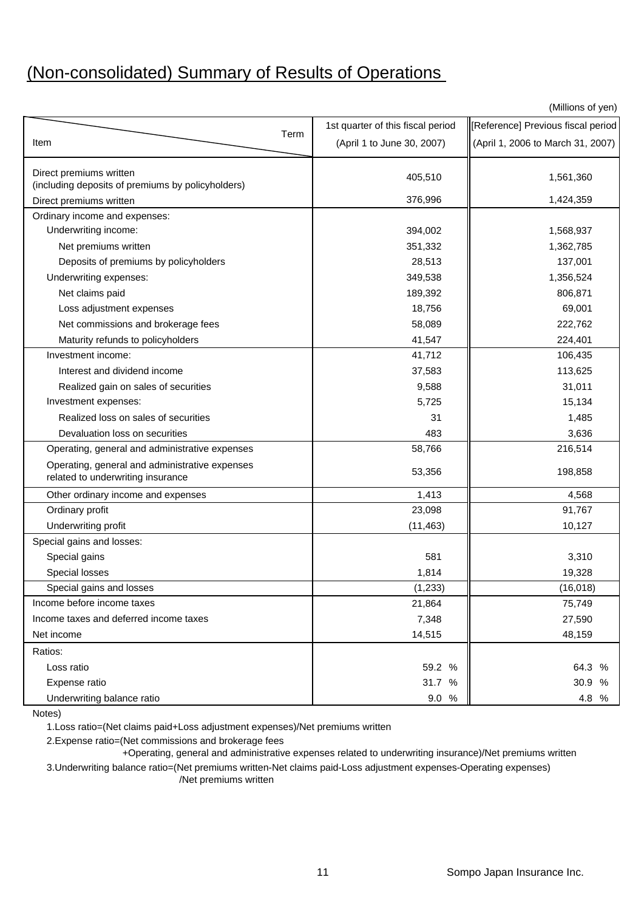# (Non-consolidated) Summary of Results of Operations

(Millions of yen)

| Item \ Term | 1st quarter of this fiscal period (April 1 to June 30, 2007) | [Reference] Previous fiscal period (April 1, 2006 to March 31, 2007) |
|---|---|---|
| Direct premiums written (including deposits of premiums by policyholders) | 405,510 | 1,561,360 |
| Direct premiums written | 376,996 | 1,424,359 |
| Ordinary income and expenses: | | |
| Underwriting income: | 394,002 | 1,568,937 |
| Net premiums written | 351,332 | 1,362,785 |
| Deposits of premiums by policyholders | 28,513 | 137,001 |
| Underwriting expenses: | 349,538 | 1,356,524 |
| Net claims paid | 189,392 | 806,871 |
| Loss adjustment expenses | 18,756 | 69,001 |
| Net commissions and brokerage fees | 58,089 | 222,762 |
| Maturity refunds to policyholders | 41,547 | 224,401 |
| Investment income: | 41,712 | 106,435 |
| Interest and dividend income | 37,583 | 113,625 |
| Realized gain on sales of securities | 9,588 | 31,011 |
| Investment expenses: | 5,725 | 15,134 |
| Realized loss on sales of securities | 31 | 1,485 |
| Devaluation loss on securities | 483 | 3,636 |
| Operating, general and administrative expenses | 58,766 | 216,514 |
| Operating, general and administrative expenses related to underwriting insurance | 53,356 | 198,858 |
| Other ordinary income and expenses | 1,413 | 4,568 |
| Ordinary profit | 23,098 | 91,767 |
| Underwriting profit | (11,463) | 10,127 |
| Special gains and losses: | | |
| Special gains | 581 | 3,310 |
| Special losses | 1,814 | 19,328 |
| Special gains and losses | (1,233) | (16,018) |
| Income before income taxes | 21,864 | 75,749 |
| Income taxes and deferred income taxes | 7,348 | 27,590 |
| Net income | 14,515 | 48,159 |
| Ratios: | | |
| Loss ratio | 59.2 % | 64.3 % |
| Expense ratio | 31.7 % | 30.9 % |
| Underwriting balance ratio | 9.0 % | 4.8 % |

Notes)

1. Loss ratio=(Net claims paid+Loss adjustment expenses)/Net premiums written
2. Expense ratio=(Net commissions and brokerage fees +Operating, general and administrative expenses related to underwriting insurance)/Net premiums written
3. Underwriting balance ratio=(Net premiums written-Net claims paid-Loss adjustment expenses-Operating expenses) /Net premiums written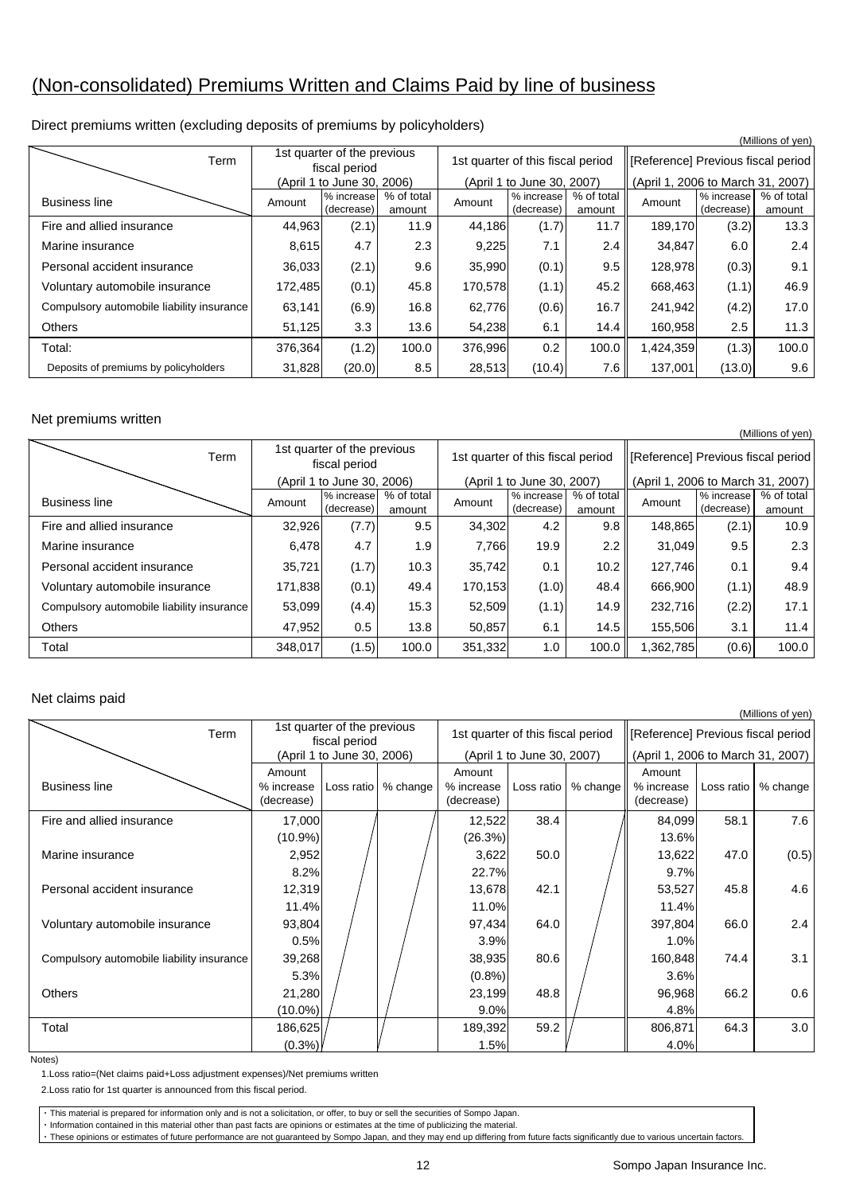# (Non-consolidated) Premiums Written and Claims Paid by line of business

Direct premiums written (excluding deposits of premiums by policyholders)

(Millions of yen)

| Term | 1st quarter of the previous fiscal period (April 1 to June 30, 2006) | | | 1st quarter of this fiscal period (April 1 to June 30, 2007) | | | [Reference] Previous fiscal period (April 1, 2006 to March 31, 2007) | | |
|---|---|---|---|---|---|---|---|---|---|
| Business line | Amount | % increase (decrease) | % of total amount | Amount | % increase (decrease) | % of total amount | Amount | % increase (decrease) | % of total amount |
| Fire and allied insurance | 44,963 | (2.1) | 11.9 | 44,186 | (1.7) | 11.7 | 189,170 | (3.2) | 13.3 |
| Marine insurance | 8,615 | 4.7 | 2.3 | 9,225 | 7.1 | 2.4 | 34,847 | 6.0 | 2.4 |
| Personal accident insurance | 36,033 | (2.1) | 9.6 | 35,990 | (0.1) | 9.5 | 128,978 | (0.3) | 9.1 |
| Voluntary automobile insurance | 172,485 | (0.1) | 45.8 | 170,578 | (1.1) | 45.2 | 668,463 | (1.1) | 46.9 |
| Compulsory automobile liability insurance | 63,141 | (6.9) | 16.8 | 62,776 | (0.6) | 16.7 | 241,942 | (4.2) | 17.0 |
| Others | 51,125 | 3.3 | 13.6 | 54,238 | 6.1 | 14.4 | 160,958 | 2.5 | 11.3 |
| Total: | 376,364 | (1.2) | 100.0 | 376,996 | 0.2 | 100.0 | 1,424,359 | (1.3) | 100.0 |
| Deposits of premiums by policyholders | 31,828 | (20.0) | 8.5 | 28,513 | (10.4) | 7.6 | 137,001 | (13.0) | 9.6 |

Net premiums written

(Millions of yen)

| Term | 1st quarter of the previous fiscal period (April 1 to June 30, 2006) | | | 1st quarter of this fiscal period (April 1 to June 30, 2007) | | | [Reference] Previous fiscal period (April 1, 2006 to March 31, 2007) | | |
|---|---|---|---|---|---|---|---|---|---|
| Business line | Amount | % increase (decrease) | % of total amount | Amount | % increase (decrease) | % of total amount | Amount | % increase (decrease) | % of total amount |
| Fire and allied insurance | 32,926 | (7.7) | 9.5 | 34,302 | 4.2 | 9.8 | 148,865 | (2.1) | 10.9 |
| Marine insurance | 6,478 | 4.7 | 1.9 | 7,766 | 19.9 | 2.2 | 31,049 | 9.5 | 2.3 |
| Personal accident insurance | 35,721 | (1.7) | 10.3 | 35,742 | 0.1 | 10.2 | 127,746 | 0.1 | 9.4 |
| Voluntary automobile insurance | 171,838 | (0.1) | 49.4 | 170,153 | (1.0) | 48.4 | 666,900 | (1.1) | 48.9 |
| Compulsory automobile liability insurance | 53,099 | (4.4) | 15.3 | 52,509 | (1.1) | 14.9 | 232,716 | (2.2) | 17.1 |
| Others | 47,952 | 0.5 | 13.8 | 50,857 | 6.1 | 14.5 | 155,506 | 3.1 | 11.4 |
| Total | 348,017 | (1.5) | 100.0 | 351,332 | 1.0 | 100.0 | 1,362,785 | (0.6) | 100.0 |

Net claims paid

(Millions of yen)

| Term | 1st quarter of the previous fiscal period (April 1 to June 30, 2006) | | | 1st quarter of this fiscal period (April 1 to June 30, 2007) | | | [Reference] Previous fiscal period (April 1, 2006 to March 31, 2007) | | |
|---|---|---|---|---|---|---|---|---|---|
| Business line | Amount % increase (decrease) | Loss ratio | % change | Amount % increase (decrease) | Loss ratio | % change | Amount % increase (decrease) | Loss ratio | % change |
| Fire and allied insurance | 17,000 | | | 12,522 | 38.4 | | 84,099 | 58.1 | 7.6 |
| | (10.9%) | | | (26.3%) | | | 13.6% | | |
| Marine insurance | 2,952 | | | 3,622 | 50.0 | | 13,622 | 47.0 | (0.5) |
| | 8.2% | | | 22.7% | | | 9.7% | | |
| Personal accident insurance | 12,319 | | | 13,678 | 42.1 | | 53,527 | 45.8 | 4.6 |
| | 11.4% | | | 11.0% | | | 11.4% | | |
| Voluntary automobile insurance | 93,804 | | | 97,434 | 64.0 | | 397,804 | 66.0 | 2.4 |
| | 0.5% | | | 3.9% | | | 1.0% | | |
| Compulsory automobile liability insurance | 39,268 | | | 38,935 | 80.6 | | 160,848 | 74.4 | 3.1 |
| | 5.3% | | | (0.8%) | | | 3.6% | | |
| Others | 21,280 | | | 23,199 | 48.8 | | 96,968 | 66.2 | 0.6 |
| | (10.0%) | | | 9.0% | | | 4.8% | | |
| Total | 186,625 | | | 189,392 | 59.2 | | 806,871 | 64.3 | 3.0 |
| | (0.3%) | | | 1.5% | | | 4.0% | | |

Notes)

1.Loss ratio=(Net claims paid+Loss adjustment expenses)/Net premiums written

2.Loss ratio for 1st quarter is announced from this fiscal period.

- This material is prepared for information only and is not a solicitation, or offer, to buy or sell the securities of Sompo Japan.
- Information contained in this material other than past facts are opinions or estimates at the time of publicizing the material.
- These opinions or estimates of future performance are not guaranteed by Sompo Japan, and they may end up differing from future facts significantly due to various uncertain factors.

Sompo Japan Insurance Inc.